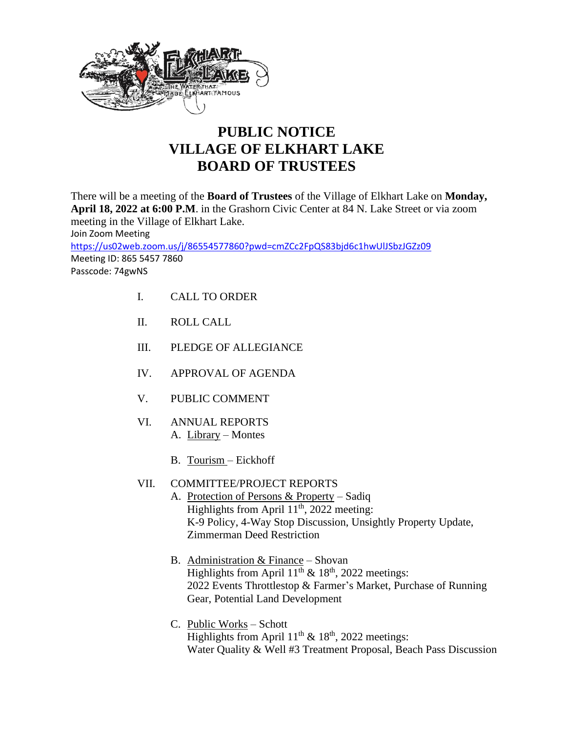# PUBLIC NOTICE
# VILLAGE OF ELKHART LAKE
# BOARD OF TRUSTEES

There will be a meeting of the **Board of Trustees** of the Village of Elkhart Lake on **Monday, April 18, 2022 at 6:00 P.M**. in the Grashorn Civic Center at 84 N. Lake Street or via zoom meeting in the Village of Elkhart Lake.

Join Zoom Meeting
https://us02web.zoom.us/j/86554577860?pwd=cmZCc2FpQS83bjd6c1hwUlJSbzJGZz09
Meeting ID: 865 5457 7860
Passcode: 74gwNS

I. CALL TO ORDER

II. ROLL CALL

III. PLEDGE OF ALLEGIANCE

IV. APPROVAL OF AGENDA

V. PUBLIC COMMENT

VI. ANNUAL REPORTS
   A. Library – Montes

   B. Tourism – Eickhoff

VII. COMMITTEE/PROJECT REPORTS
   A. Protection of Persons & Property – Sadiq
      Highlights from April 11th, 2022 meeting:
      K-9 Policy, 4-Way Stop Discussion, Unsightly Property Update, Zimmerman Deed Restriction

   B. Administration & Finance – Shovan
      Highlights from April 11th & 18th, 2022 meetings:
      2022 Events Throttlestop & Farmer's Market, Purchase of Running Gear, Potential Land Development

   C. Public Works – Schott
      Highlights from April 11th & 18th, 2022 meetings:
      Water Quality & Well #3 Treatment Proposal, Beach Pass Discussion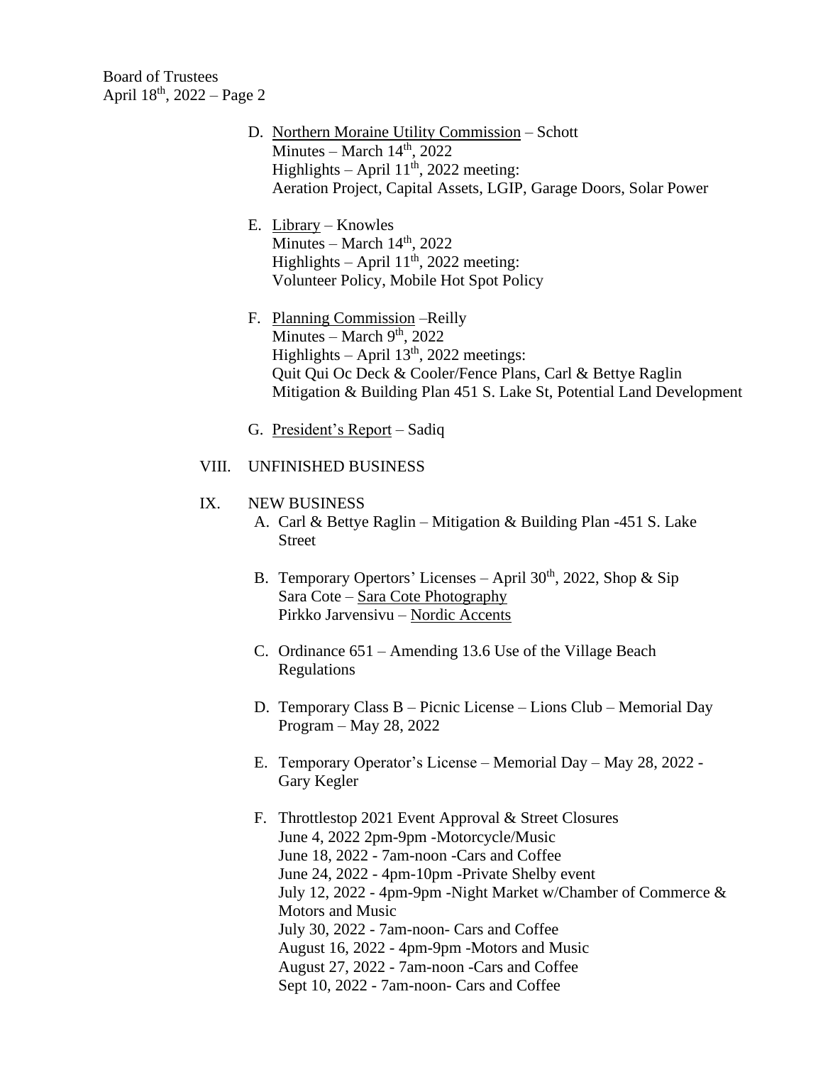D. Northern Moraine Utility Commission – Schott
   Minutes – March 14th, 2022
   Highlights – April 11th, 2022 meeting:
   Aeration Project, Capital Assets, LGIP, Garage Doors, Solar Power

E. Library – Knowles
   Minutes – March 14th, 2022
   Highlights – April 11th, 2022 meeting:
   Volunteer Policy, Mobile Hot Spot Policy

F. Planning Commission –Reilly
   Minutes – March 9th, 2022
   Highlights – April 13th, 2022 meetings:
   Quit Qui Oc Deck & Cooler/Fence Plans, Carl & Bettye Raglin Mitigation & Building Plan 451 S. Lake St, Potential Land Development

G. President's Report – Sadiq

VIII. UNFINISHED BUSINESS

IX. NEW BUSINESS

A. Carl & Bettye Raglin – Mitigation & Building Plan -451 S. Lake Street

B. Temporary Opertors' Licenses – April 30th, 2022, Shop & Sip
   Sara Cote – Sara Cote Photography
   Pirkko Jarvensivu – Nordic Accents

C. Ordinance 651 – Amending 13.6 Use of the Village Beach Regulations

D. Temporary Class B – Picnic License – Lions Club – Memorial Day Program – May 28, 2022

E. Temporary Operator's License – Memorial Day – May 28, 2022 - Gary Kegler

F. Throttlestop 2021 Event Approval & Street Closures
   June 4, 2022 2pm-9pm -Motorcycle/Music
   June 18, 2022 - 7am-noon -Cars and Coffee
   June 24, 2022 - 4pm-10pm -Private Shelby event
   July 12, 2022 - 4pm-9pm -Night Market w/Chamber of Commerce & Motors and Music
   July 30, 2022 - 7am-noon- Cars and Coffee
   August 16, 2022 - 4pm-9pm -Motors and Music
   August 27, 2022 - 7am-noon -Cars and Coffee
   Sept 10, 2022 - 7am-noon- Cars and Coffee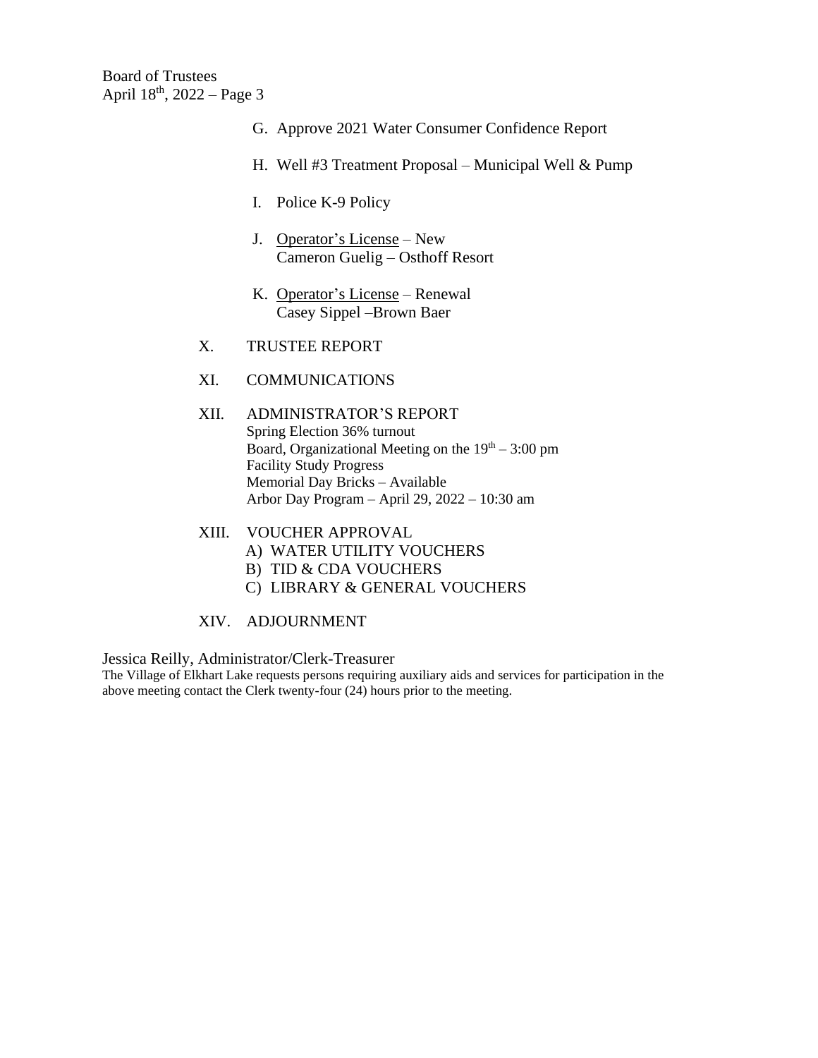G. Approve 2021 Water Consumer Confidence Report

H. Well #3 Treatment Proposal – Municipal Well & Pump

I. Police K-9 Policy

J. Operator's License – New
   Cameron Guelig – Osthoff Resort

K. Operator's License – Renewal
   Casey Sippel –Brown Baer

X. TRUSTEE REPORT

XI. COMMUNICATIONS

XII. ADMINISTRATOR'S REPORT
   Spring Election 36% turnout
   Board, Organizational Meeting on the 19th – 3:00 pm
   Facility Study Progress
   Memorial Day Bricks – Available
   Arbor Day Program – April 29, 2022 – 10:30 am

XIII. VOUCHER APPROVAL
   A) WATER UTILITY VOUCHERS
   B) TID & CDA VOUCHERS
   C) LIBRARY & GENERAL VOUCHERS

XIV. ADJOURNMENT

Jessica Reilly, Administrator/Clerk-Treasurer

The Village of Elkhart Lake requests persons requiring auxiliary aids and services for participation in the above meeting contact the Clerk twenty-four (24) hours prior to the meeting.